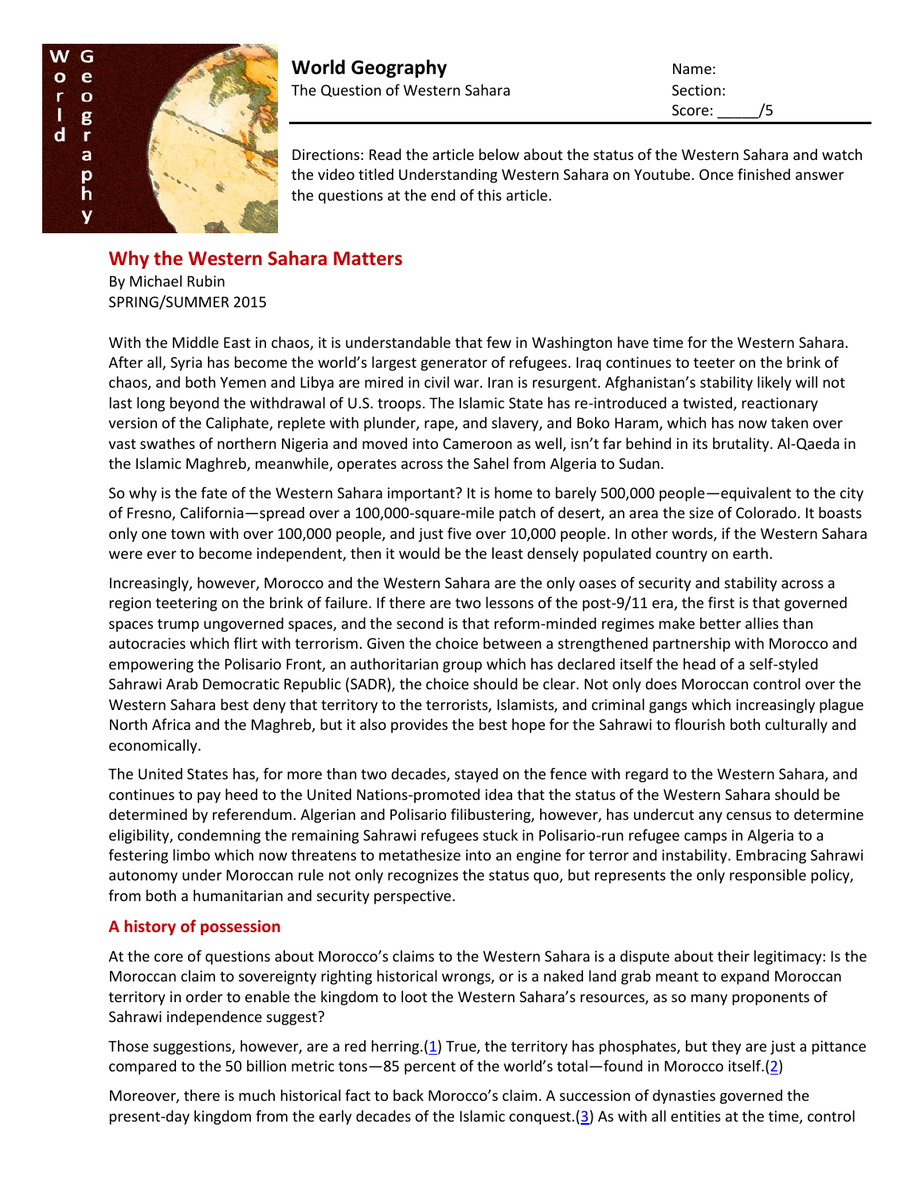**World Geography**
The Question of Western Sahara

Name:
Section:
Score: _____/5

Directions: Read the article below about the status of the Western Sahara and watch the video titled Understanding Western Sahara on Youtube. Once finished answer the questions at the end of this article.

## Why the Western Sahara Matters

By Michael Rubin
SPRING/SUMMER 2015

With the Middle East in chaos, it is understandable that few in Washington have time for the Western Sahara. After all, Syria has become the world's largest generator of refugees. Iraq continues to teeter on the brink of chaos, and both Yemen and Libya are mired in civil war. Iran is resurgent. Afghanistan's stability likely will not last long beyond the withdrawal of U.S. troops. The Islamic State has re-introduced a twisted, reactionary version of the Caliphate, replete with plunder, rape, and slavery, and Boko Haram, which has now taken over vast swathes of northern Nigeria and moved into Cameroon as well, isn't far behind in its brutality. Al-Qaeda in the Islamic Maghreb, meanwhile, operates across the Sahel from Algeria to Sudan.

So why is the fate of the Western Sahara important? It is home to barely 500,000 people—equivalent to the city of Fresno, California—spread over a 100,000-square-mile patch of desert, an area the size of Colorado. It boasts only one town with over 100,000 people, and just five over 10,000 people. In other words, if the Western Sahara were ever to become independent, then it would be the least densely populated country on earth.

Increasingly, however, Morocco and the Western Sahara are the only oases of security and stability across a region teetering on the brink of failure. If there are two lessons of the post-9/11 era, the first is that governed spaces trump ungoverned spaces, and the second is that reform-minded regimes make better allies than autocracies which flirt with terrorism. Given the choice between a strengthened partnership with Morocco and empowering the Polisario Front, an authoritarian group which has declared itself the head of a self-styled Sahrawi Arab Democratic Republic (SADR), the choice should be clear. Not only does Moroccan control over the Western Sahara best deny that territory to the terrorists, Islamists, and criminal gangs which increasingly plague North Africa and the Maghreb, but it also provides the best hope for the Sahrawi to flourish both culturally and economically.

The United States has, for more than two decades, stayed on the fence with regard to the Western Sahara, and continues to pay heed to the United Nations-promoted idea that the status of the Western Sahara should be determined by referendum. Algerian and Polisario filibustering, however, has undercut any census to determine eligibility, condemning the remaining Sahrawi refugees stuck in Polisario-run refugee camps in Algeria to a festering limbo which now threatens to metathesize into an engine for terror and instability. Embracing Sahrawi autonomy under Moroccan rule not only recognizes the status quo, but represents the only responsible policy, from both a humanitarian and security perspective.

### A history of possession

At the core of questions about Morocco's claims to the Western Sahara is a dispute about their legitimacy: Is the Moroccan claim to sovereignty righting historical wrongs, or is a naked land grab meant to expand Moroccan territory in order to enable the kingdom to loot the Western Sahara's resources, as so many proponents of Sahrawi independence suggest?

Those suggestions, however, are a red herring.(1) True, the territory has phosphates, but they are just a pittance compared to the 50 billion metric tons—85 percent of the world's total—found in Morocco itself.(2)

Moreover, there is much historical fact to back Morocco's claim. A succession of dynasties governed the present-day kingdom from the early decades of the Islamic conquest.(3) As with all entities at the time, control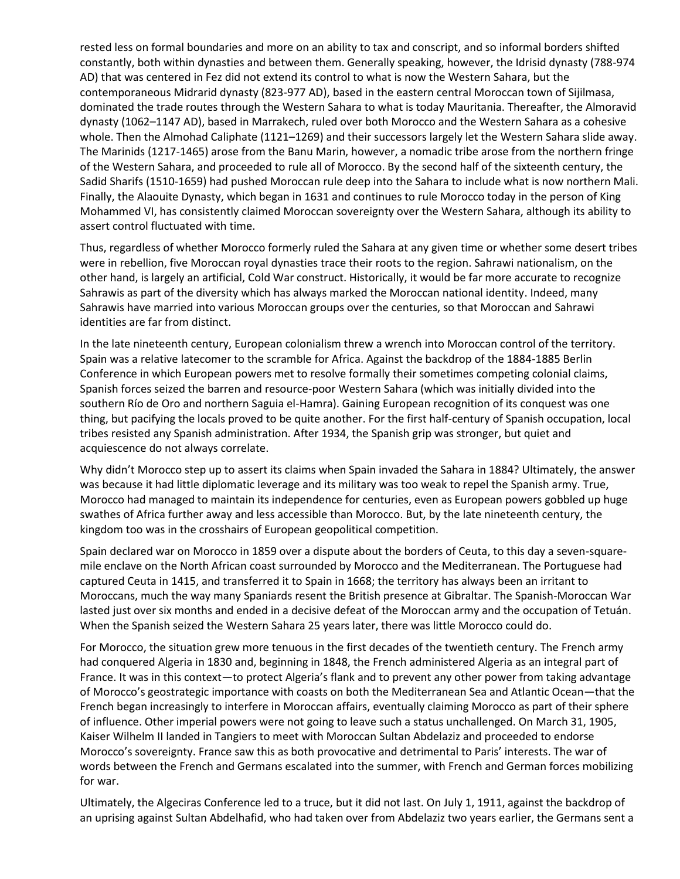rested less on formal boundaries and more on an ability to tax and conscript, and so informal borders shifted constantly, both within dynasties and between them. Generally speaking, however, the Idrisid dynasty (788-974 AD) that was centered in Fez did not extend its control to what is now the Western Sahara, but the contemporaneous Midrarid dynasty (823-977 AD), based in the eastern central Moroccan town of Sijilmasa, dominated the trade routes through the Western Sahara to what is today Mauritania. Thereafter, the Almoravid dynasty (1062–1147 AD), based in Marrakech, ruled over both Morocco and the Western Sahara as a cohesive whole. Then the Almohad Caliphate (1121–1269) and their successors largely let the Western Sahara slide away. The Marinids (1217-1465) arose from the Banu Marin, however, a nomadic tribe arose from the northern fringe of the Western Sahara, and proceeded to rule all of Morocco. By the second half of the sixteenth century, the Sadid Sharifs (1510-1659) had pushed Moroccan rule deep into the Sahara to include what is now northern Mali. Finally, the Alaouite Dynasty, which began in 1631 and continues to rule Morocco today in the person of King Mohammed VI, has consistently claimed Moroccan sovereignty over the Western Sahara, although its ability to assert control fluctuated with time.

Thus, regardless of whether Morocco formerly ruled the Sahara at any given time or whether some desert tribes were in rebellion, five Moroccan royal dynasties trace their roots to the region. Sahrawi nationalism, on the other hand, is largely an artificial, Cold War construct. Historically, it would be far more accurate to recognize Sahrawis as part of the diversity which has always marked the Moroccan national identity. Indeed, many Sahrawis have married into various Moroccan groups over the centuries, so that Moroccan and Sahrawi identities are far from distinct.

In the late nineteenth century, European colonialism threw a wrench into Moroccan control of the territory. Spain was a relative latecomer to the scramble for Africa. Against the backdrop of the 1884-1885 Berlin Conference in which European powers met to resolve formally their sometimes competing colonial claims, Spanish forces seized the barren and resource-poor Western Sahara (which was initially divided into the southern Río de Oro and northern Saguia el-Hamra). Gaining European recognition of its conquest was one thing, but pacifying the locals proved to be quite another. For the first half-century of Spanish occupation, local tribes resisted any Spanish administration. After 1934, the Spanish grip was stronger, but quiet and acquiescence do not always correlate.

Why didn't Morocco step up to assert its claims when Spain invaded the Sahara in 1884? Ultimately, the answer was because it had little diplomatic leverage and its military was too weak to repel the Spanish army. True, Morocco had managed to maintain its independence for centuries, even as European powers gobbled up huge swathes of Africa further away and less accessible than Morocco. But, by the late nineteenth century, the kingdom too was in the crosshairs of European geopolitical competition.

Spain declared war on Morocco in 1859 over a dispute about the borders of Ceuta, to this day a seven-square-mile enclave on the North African coast surrounded by Morocco and the Mediterranean. The Portuguese had captured Ceuta in 1415, and transferred it to Spain in 1668; the territory has always been an irritant to Moroccans, much the way many Spaniards resent the British presence at Gibraltar. The Spanish-Moroccan War lasted just over six months and ended in a decisive defeat of the Moroccan army and the occupation of Tetuán. When the Spanish seized the Western Sahara 25 years later, there was little Morocco could do.

For Morocco, the situation grew more tenuous in the first decades of the twentieth century. The French army had conquered Algeria in 1830 and, beginning in 1848, the French administered Algeria as an integral part of France. It was in this context—to protect Algeria's flank and to prevent any other power from taking advantage of Morocco's geostrategic importance with coasts on both the Mediterranean Sea and Atlantic Ocean—that the French began increasingly to interfere in Moroccan affairs, eventually claiming Morocco as part of their sphere of influence. Other imperial powers were not going to leave such a status unchallenged. On March 31, 1905, Kaiser Wilhelm II landed in Tangiers to meet with Moroccan Sultan Abdelaziz and proceeded to endorse Morocco's sovereignty. France saw this as both provocative and detrimental to Paris' interests. The war of words between the French and Germans escalated into the summer, with French and German forces mobilizing for war.

Ultimately, the Algeciras Conference led to a truce, but it did not last. On July 1, 1911, against the backdrop of an uprising against Sultan Abdelhafid, who had taken over from Abdelaziz two years earlier, the Germans sent a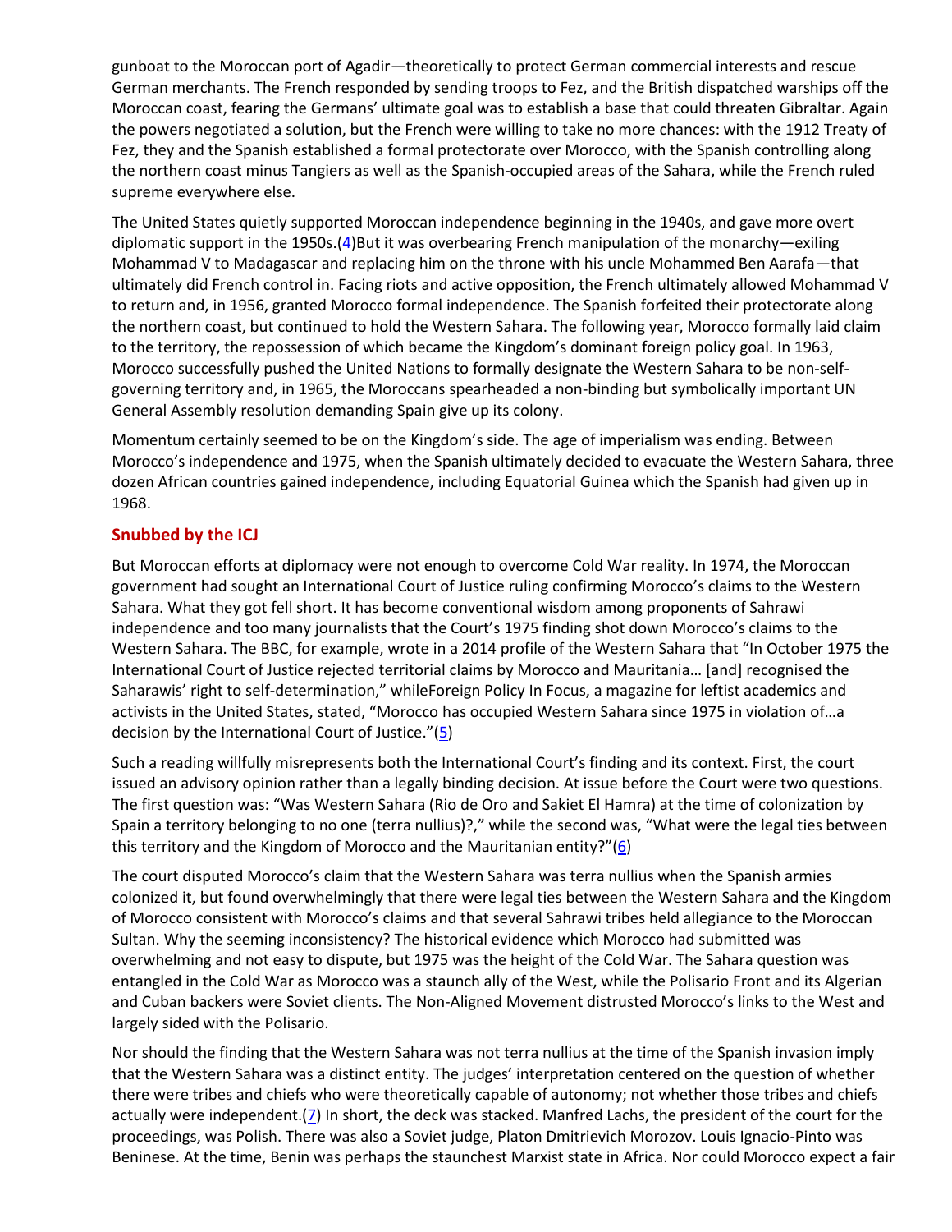gunboat to the Moroccan port of Agadir—theoretically to protect German commercial interests and rescue German merchants. The French responded by sending troops to Fez, and the British dispatched warships off the Moroccan coast, fearing the Germans' ultimate goal was to establish a base that could threaten Gibraltar. Again the powers negotiated a solution, but the French were willing to take no more chances: with the 1912 Treaty of Fez, they and the Spanish established a formal protectorate over Morocco, with the Spanish controlling along the northern coast minus Tangiers as well as the Spanish-occupied areas of the Sahara, while the French ruled supreme everywhere else.

The United States quietly supported Moroccan independence beginning in the 1940s, and gave more overt diplomatic support in the 1950s.([4](#))But it was overbearing French manipulation of the monarchy—exiling Mohammad V to Madagascar and replacing him on the throne with his uncle Mohammed Ben Aarafa—that ultimately did French control in. Facing riots and active opposition, the French ultimately allowed Mohammad V to return and, in 1956, granted Morocco formal independence. The Spanish forfeited their protectorate along the northern coast, but continued to hold the Western Sahara. The following year, Morocco formally laid claim to the territory, the repossession of which became the Kingdom's dominant foreign policy goal. In 1963, Morocco successfully pushed the United Nations to formally designate the Western Sahara to be non-self-governing territory and, in 1965, the Moroccans spearheaded a non-binding but symbolically important UN General Assembly resolution demanding Spain give up its colony.

Momentum certainly seemed to be on the Kingdom's side. The age of imperialism was ending. Between Morocco's independence and 1975, when the Spanish ultimately decided to evacuate the Western Sahara, three dozen African countries gained independence, including Equatorial Guinea which the Spanish had given up in 1968.

## Snubbed by the ICJ

But Moroccan efforts at diplomacy were not enough to overcome Cold War reality. In 1974, the Moroccan government had sought an International Court of Justice ruling confirming Morocco's claims to the Western Sahara. What they got fell short. It has become conventional wisdom among proponents of Sahrawi independence and too many journalists that the Court's 1975 finding shot down Morocco's claims to the Western Sahara. The BBC, for example, wrote in a 2014 profile of the Western Sahara that "In October 1975 the International Court of Justice rejected territorial claims by Morocco and Mauritania… [and] recognised the Saharawis' right to self-determination," whileForeign Policy In Focus, a magazine for leftist academics and activists in the United States, stated, "Morocco has occupied Western Sahara since 1975 in violation of…a decision by the International Court of Justice."([5](#))

Such a reading willfully misrepresents both the International Court's finding and its context. First, the court issued an advisory opinion rather than a legally binding decision. At issue before the Court were two questions. The first question was: "Was Western Sahara (Rio de Oro and Sakiet El Hamra) at the time of colonization by Spain a territory belonging to no one (terra nullius)?," while the second was, "What were the legal ties between this territory and the Kingdom of Morocco and the Mauritanian entity?"([6](#))

The court disputed Morocco's claim that the Western Sahara was terra nullius when the Spanish armies colonized it, but found overwhelmingly that there were legal ties between the Western Sahara and the Kingdom of Morocco consistent with Morocco's claims and that several Sahrawi tribes held allegiance to the Moroccan Sultan. Why the seeming inconsistency? The historical evidence which Morocco had submitted was overwhelming and not easy to dispute, but 1975 was the height of the Cold War. The Sahara question was entangled in the Cold War as Morocco was a staunch ally of the West, while the Polisario Front and its Algerian and Cuban backers were Soviet clients. The Non-Aligned Movement distrusted Morocco's links to the West and largely sided with the Polisario.

Nor should the finding that the Western Sahara was not terra nullius at the time of the Spanish invasion imply that the Western Sahara was a distinct entity. The judges' interpretation centered on the question of whether there were tribes and chiefs who were theoretically capable of autonomy; not whether those tribes and chiefs actually were independent.([7](#)) In short, the deck was stacked. Manfred Lachs, the president of the court for the proceedings, was Polish. There was also a Soviet judge, Platon Dmitrievich Morozov. Louis Ignacio-Pinto was Beninese. At the time, Benin was perhaps the staunchest Marxist state in Africa. Nor could Morocco expect a fair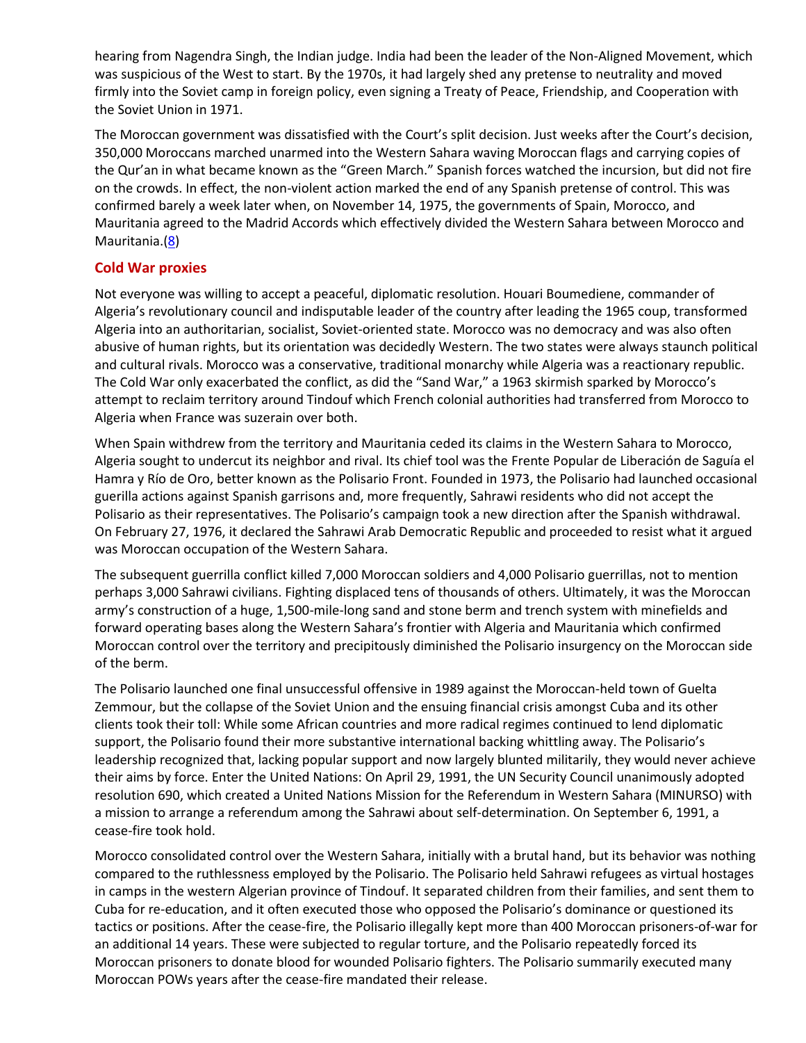hearing from Nagendra Singh, the Indian judge. India had been the leader of the Non-Aligned Movement, which was suspicious of the West to start. By the 1970s, it had largely shed any pretense to neutrality and moved firmly into the Soviet camp in foreign policy, even signing a Treaty of Peace, Friendship, and Cooperation with the Soviet Union in 1971.

The Moroccan government was dissatisfied with the Court's split decision. Just weeks after the Court's decision, 350,000 Moroccans marched unarmed into the Western Sahara waving Moroccan flags and carrying copies of the Qur'an in what became known as the "Green March." Spanish forces watched the incursion, but did not fire on the crowds. In effect, the non-violent action marked the end of any Spanish pretense of control. This was confirmed barely a week later when, on November 14, 1975, the governments of Spain, Morocco, and Mauritania agreed to the Madrid Accords which effectively divided the Western Sahara between Morocco and Mauritania.(8)

## Cold War proxies

Not everyone was willing to accept a peaceful, diplomatic resolution. Houari Boumediene, commander of Algeria's revolutionary council and indisputable leader of the country after leading the 1965 coup, transformed Algeria into an authoritarian, socialist, Soviet-oriented state. Morocco was no democracy and was also often abusive of human rights, but its orientation was decidedly Western. The two states were always staunch political and cultural rivals. Morocco was a conservative, traditional monarchy while Algeria was a reactionary republic. The Cold War only exacerbated the conflict, as did the "Sand War," a 1963 skirmish sparked by Morocco's attempt to reclaim territory around Tindouf which French colonial authorities had transferred from Morocco to Algeria when France was suzerain over both.

When Spain withdrew from the territory and Mauritania ceded its claims in the Western Sahara to Morocco, Algeria sought to undercut its neighbor and rival. Its chief tool was the Frente Popular de Liberación de Saguía el Hamra y Río de Oro, better known as the Polisario Front. Founded in 1973, the Polisario had launched occasional guerilla actions against Spanish garrisons and, more frequently, Sahrawi residents who did not accept the Polisario as their representatives. The Polisario's campaign took a new direction after the Spanish withdrawal. On February 27, 1976, it declared the Sahrawi Arab Democratic Republic and proceeded to resist what it argued was Moroccan occupation of the Western Sahara.

The subsequent guerrilla conflict killed 7,000 Moroccan soldiers and 4,000 Polisario guerrillas, not to mention perhaps 3,000 Sahrawi civilians. Fighting displaced tens of thousands of others. Ultimately, it was the Moroccan army's construction of a huge, 1,500-mile-long sand and stone berm and trench system with minefields and forward operating bases along the Western Sahara's frontier with Algeria and Mauritania which confirmed Moroccan control over the territory and precipitously diminished the Polisario insurgency on the Moroccan side of the berm.

The Polisario launched one final unsuccessful offensive in 1989 against the Moroccan-held town of Guelta Zemmour, but the collapse of the Soviet Union and the ensuing financial crisis amongst Cuba and its other clients took their toll: While some African countries and more radical regimes continued to lend diplomatic support, the Polisario found their more substantive international backing whittling away. The Polisario's leadership recognized that, lacking popular support and now largely blunted militarily, they would never achieve their aims by force. Enter the United Nations: On April 29, 1991, the UN Security Council unanimously adopted resolution 690, which created a United Nations Mission for the Referendum in Western Sahara (MINURSO) with a mission to arrange a referendum among the Sahrawi about self-determination. On September 6, 1991, a cease-fire took hold.

Morocco consolidated control over the Western Sahara, initially with a brutal hand, but its behavior was nothing compared to the ruthlessness employed by the Polisario. The Polisario held Sahrawi refugees as virtual hostages in camps in the western Algerian province of Tindouf. It separated children from their families, and sent them to Cuba for re-education, and it often executed those who opposed the Polisario's dominance or questioned its tactics or positions. After the cease-fire, the Polisario illegally kept more than 400 Moroccan prisoners-of-war for an additional 14 years. These were subjected to regular torture, and the Polisario repeatedly forced its Moroccan prisoners to donate blood for wounded Polisario fighters. The Polisario summarily executed many Moroccan POWs years after the cease-fire mandated their release.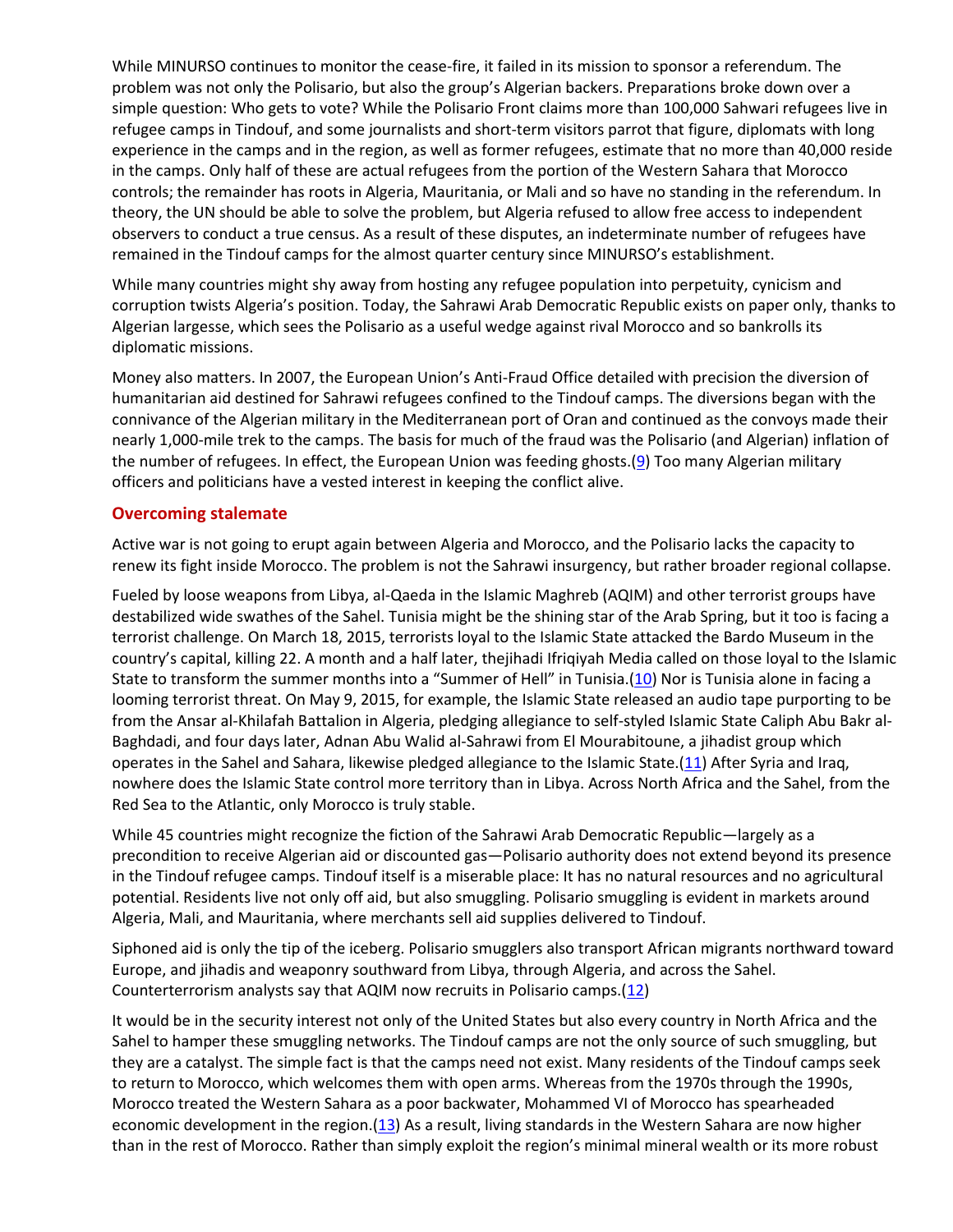While MINURSO continues to monitor the cease-fire, it failed in its mission to sponsor a referendum. The problem was not only the Polisario, but also the group's Algerian backers. Preparations broke down over a simple question: Who gets to vote? While the Polisario Front claims more than 100,000 Sahwari refugees live in refugee camps in Tindouf, and some journalists and short-term visitors parrot that figure, diplomats with long experience in the camps and in the region, as well as former refugees, estimate that no more than 40,000 reside in the camps. Only half of these are actual refugees from the portion of the Western Sahara that Morocco controls; the remainder has roots in Algeria, Mauritania, or Mali and so have no standing in the referendum. In theory, the UN should be able to solve the problem, but Algeria refused to allow free access to independent observers to conduct a true census. As a result of these disputes, an indeterminate number of refugees have remained in the Tindouf camps for the almost quarter century since MINURSO's establishment.

While many countries might shy away from hosting any refugee population into perpetuity, cynicism and corruption twists Algeria's position. Today, the Sahrawi Arab Democratic Republic exists on paper only, thanks to Algerian largesse, which sees the Polisario as a useful wedge against rival Morocco and so bankrolls its diplomatic missions.

Money also matters. In 2007, the European Union's Anti-Fraud Office detailed with precision the diversion of humanitarian aid destined for Sahrawi refugees confined to the Tindouf camps. The diversions began with the connivance of the Algerian military in the Mediterranean port of Oran and continued as the convoys made their nearly 1,000-mile trek to the camps. The basis for much of the fraud was the Polisario (and Algerian) inflation of the number of refugees. In effect, the European Union was feeding ghosts.(9) Too many Algerian military officers and politicians have a vested interest in keeping the conflict alive.

## Overcoming stalemate

Active war is not going to erupt again between Algeria and Morocco, and the Polisario lacks the capacity to renew its fight inside Morocco. The problem is not the Sahrawi insurgency, but rather broader regional collapse.

Fueled by loose weapons from Libya, al-Qaeda in the Islamic Maghreb (AQIM) and other terrorist groups have destabilized wide swathes of the Sahel. Tunisia might be the shining star of the Arab Spring, but it too is facing a terrorist challenge. On March 18, 2015, terrorists loyal to the Islamic State attacked the Bardo Museum in the country's capital, killing 22. A month and a half later, thejihadi Ifriqiyah Media called on those loyal to the Islamic State to transform the summer months into a "Summer of Hell" in Tunisia.(10) Nor is Tunisia alone in facing a looming terrorist threat. On May 9, 2015, for example, the Islamic State released an audio tape purporting to be from the Ansar al-Khilafah Battalion in Algeria, pledging allegiance to self-styled Islamic State Caliph Abu Bakr al-Baghdadi, and four days later, Adnan Abu Walid al-Sahrawi from El Mourabitoune, a jihadist group which operates in the Sahel and Sahara, likewise pledged allegiance to the Islamic State.(11) After Syria and Iraq, nowhere does the Islamic State control more territory than in Libya. Across North Africa and the Sahel, from the Red Sea to the Atlantic, only Morocco is truly stable.

While 45 countries might recognize the fiction of the Sahrawi Arab Democratic Republic—largely as a precondition to receive Algerian aid or discounted gas—Polisario authority does not extend beyond its presence in the Tindouf refugee camps. Tindouf itself is a miserable place: It has no natural resources and no agricultural potential. Residents live not only off aid, but also smuggling. Polisario smuggling is evident in markets around Algeria, Mali, and Mauritania, where merchants sell aid supplies delivered to Tindouf.

Siphoned aid is only the tip of the iceberg. Polisario smugglers also transport African migrants northward toward Europe, and jihadis and weaponry southward from Libya, through Algeria, and across the Sahel. Counterterrorism analysts say that AQIM now recruits in Polisario camps.(12)

It would be in the security interest not only of the United States but also every country in North Africa and the Sahel to hamper these smuggling networks. The Tindouf camps are not the only source of such smuggling, but they are a catalyst. The simple fact is that the camps need not exist. Many residents of the Tindouf camps seek to return to Morocco, which welcomes them with open arms. Whereas from the 1970s through the 1990s, Morocco treated the Western Sahara as a poor backwater, Mohammed VI of Morocco has spearheaded economic development in the region.(13) As a result, living standards in the Western Sahara are now higher than in the rest of Morocco. Rather than simply exploit the region's minimal mineral wealth or its more robust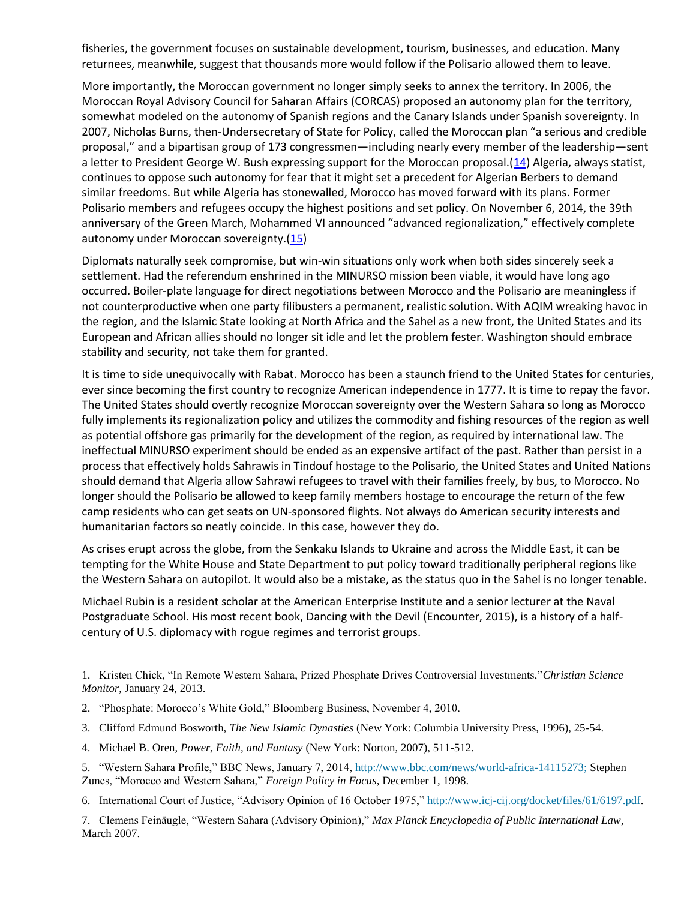fisheries, the government focuses on sustainable development, tourism, businesses, and education. Many returnees, meanwhile, suggest that thousands more would follow if the Polisario allowed them to leave.

More importantly, the Moroccan government no longer simply seeks to annex the territory. In 2006, the Moroccan Royal Advisory Council for Saharan Affairs (CORCAS) proposed an autonomy plan for the territory, somewhat modeled on the autonomy of Spanish regions and the Canary Islands under Spanish sovereignty. In 2007, Nicholas Burns, then-Undersecretary of State for Policy, called the Moroccan plan "a serious and credible proposal," and a bipartisan group of 173 congressmen—including nearly every member of the leadership—sent a letter to President George W. Bush expressing support for the Moroccan proposal.(14) Algeria, always statist, continues to oppose such autonomy for fear that it might set a precedent for Algerian Berbers to demand similar freedoms. But while Algeria has stonewalled, Morocco has moved forward with its plans. Former Polisario members and refugees occupy the highest positions and set policy. On November 6, 2014, the 39th anniversary of the Green March, Mohammed VI announced "advanced regionalization," effectively complete autonomy under Moroccan sovereignty.(15)

Diplomats naturally seek compromise, but win-win situations only work when both sides sincerely seek a settlement. Had the referendum enshrined in the MINURSO mission been viable, it would have long ago occurred. Boiler-plate language for direct negotiations between Morocco and the Polisario are meaningless if not counterproductive when one party filibusters a permanent, realistic solution. With AQIM wreaking havoc in the region, and the Islamic State looking at North Africa and the Sahel as a new front, the United States and its European and African allies should no longer sit idle and let the problem fester. Washington should embrace stability and security, not take them for granted.

It is time to side unequivocally with Rabat. Morocco has been a staunch friend to the United States for centuries, ever since becoming the first country to recognize American independence in 1777. It is time to repay the favor. The United States should overtly recognize Moroccan sovereignty over the Western Sahara so long as Morocco fully implements its regionalization policy and utilizes the commodity and fishing resources of the region as well as potential offshore gas primarily for the development of the region, as required by international law. The ineffectual MINURSO experiment should be ended as an expensive artifact of the past. Rather than persist in a process that effectively holds Sahrawis in Tindouf hostage to the Polisario, the United States and United Nations should demand that Algeria allow Sahrawi refugees to travel with their families freely, by bus, to Morocco. No longer should the Polisario be allowed to keep family members hostage to encourage the return of the few camp residents who can get seats on UN-sponsored flights. Not always do American security interests and humanitarian factors so neatly coincide. In this case, however they do.

As crises erupt across the globe, from the Senkaku Islands to Ukraine and across the Middle East, it can be tempting for the White House and State Department to put policy toward traditionally peripheral regions like the Western Sahara on autopilot. It would also be a mistake, as the status quo in the Sahel is no longer tenable.

Michael Rubin is a resident scholar at the American Enterprise Institute and a senior lecturer at the Naval Postgraduate School. His most recent book, Dancing with the Devil (Encounter, 2015), is a history of a half-century of U.S. diplomacy with rogue regimes and terrorist groups.

1. Kristen Chick, "In Remote Western Sahara, Prized Phosphate Drives Controversial Investments,"*Christian Science Monitor*, January 24, 2013.

2. "Phosphate: Morocco's White Gold," Bloomberg Business, November 4, 2010.

3. Clifford Edmund Bosworth, *The New Islamic Dynasties* (New York: Columbia University Press, 1996), 25-54.

4. Michael B. Oren, *Power, Faith, and Fantasy* (New York: Norton, 2007), 511-512.

5. "Western Sahara Profile," BBC News, January 7, 2014, http://www.bbc.com/news/world-africa-14115273; Stephen Zunes, "Morocco and Western Sahara," *Foreign Policy in Focus*, December 1, 1998.

6. International Court of Justice, "Advisory Opinion of 16 October 1975," http://www.icj-cij.org/docket/files/61/6197.pdf.

7. Clemens Feinäugle, "Western Sahara (Advisory Opinion)," *Max Planck Encyclopedia of Public International Law*, March 2007.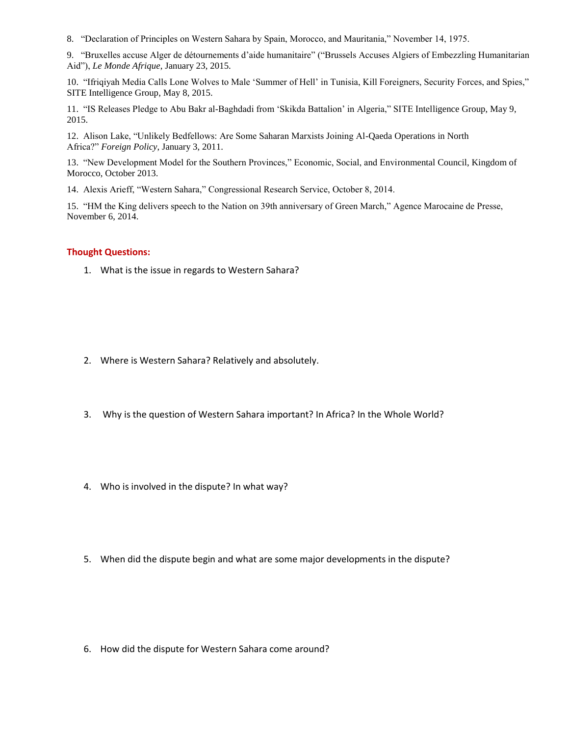8. "Declaration of Principles on Western Sahara by Spain, Morocco, and Mauritania," November 14, 1975.

9. "Bruxelles accuse Alger de détournements d'aide humanitaire" ("Brussels Accuses Algiers of Embezzling Humanitarian Aid"), *Le Monde Afrique*, January 23, 2015.

10. "Ifriqiyah Media Calls Lone Wolves to Male 'Summer of Hell' in Tunisia, Kill Foreigners, Security Forces, and Spies," SITE Intelligence Group, May 8, 2015.

11. "IS Releases Pledge to Abu Bakr al-Baghdadi from 'Skikda Battalion' in Algeria," SITE Intelligence Group, May 9, 2015.

12. Alison Lake, "Unlikely Bedfellows: Are Some Saharan Marxists Joining Al-Qaeda Operations in North Africa?" *Foreign Policy*, January 3, 2011.

13. "New Development Model for the Southern Provinces," Economic, Social, and Environmental Council, Kingdom of Morocco, October 2013.

14. Alexis Arieff, "Western Sahara," Congressional Research Service, October 8, 2014.

15. "HM the King delivers speech to the Nation on 39th anniversary of Green March," Agence Marocaine de Presse, November 6, 2014.

## Thought Questions:

1. What is the issue in regards to Western Sahara?

2. Where is Western Sahara? Relatively and absolutely.

3. Why is the question of Western Sahara important? In Africa? In the Whole World?

4. Who is involved in the dispute? In what way?

5. When did the dispute begin and what are some major developments in the dispute?

6. How did the dispute for Western Sahara come around?